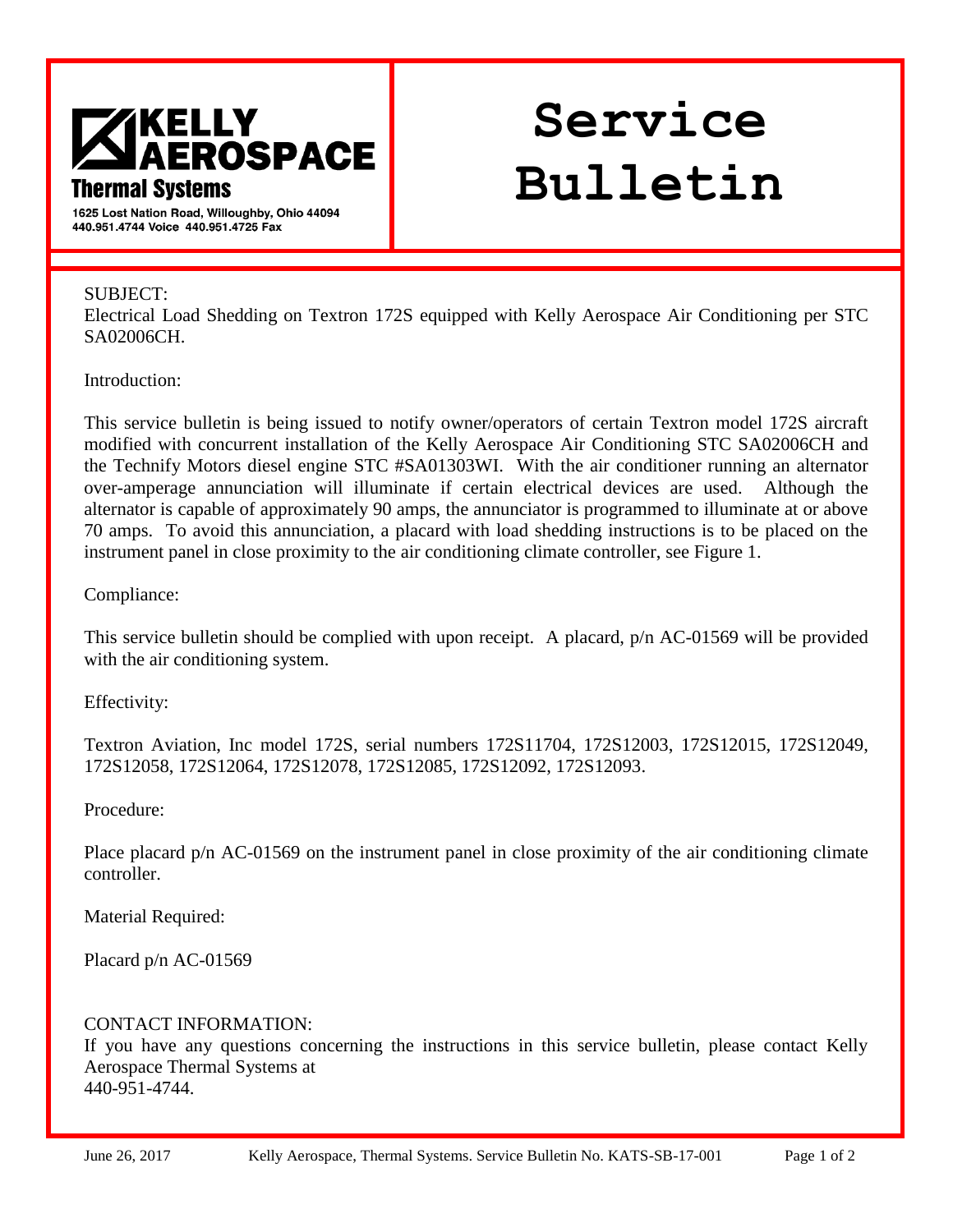**KELLY AEROSPACE**
**Thermal Systems**
1625 Lost Nation Road, Willoughby, Ohio 44094
440.951.4744 Voice 440.951.4725 Fax

# Service Bulletin

SUBJECT:
Electrical Load Shedding on Textron 172S equipped with Kelly Aerospace Air Conditioning per STC SA02006CH.

Introduction:

This service bulletin is being issued to notify owner/operators of certain Textron model 172S aircraft modified with concurrent installation of the Kelly Aerospace Air Conditioning STC SA02006CH and the Technify Motors diesel engine STC #SA01303WI. With the air conditioner running an alternator over-amperage annunciation will illuminate if certain electrical devices are used. Although the alternator is capable of approximately 90 amps, the annunciator is programmed to illuminate at or above 70 amps. To avoid this annunciation, a placard with load shedding instructions is to be placed on the instrument panel in close proximity to the air conditioning climate controller, see Figure 1.

Compliance:

This service bulletin should be complied with upon receipt. A placard, p/n AC-01569 will be provided with the air conditioning system.

Effectivity:

Textron Aviation, Inc model 172S, serial numbers 172S11704, 172S12003, 172S12015, 172S12049, 172S12058, 172S12064, 172S12078, 172S12085, 172S12092, 172S12093.

Procedure:

Place placard p/n AC-01569 on the instrument panel in close proximity of the air conditioning climate controller.

Material Required:

Placard p/n AC-01569

CONTACT INFORMATION:
If you have any questions concerning the instructions in this service bulletin, please contact Kelly Aerospace Thermal Systems at
440-951-4744.

June 26, 2017 Kelly Aerospace, Thermal Systems. Service Bulletin No. KATS-SB-17-001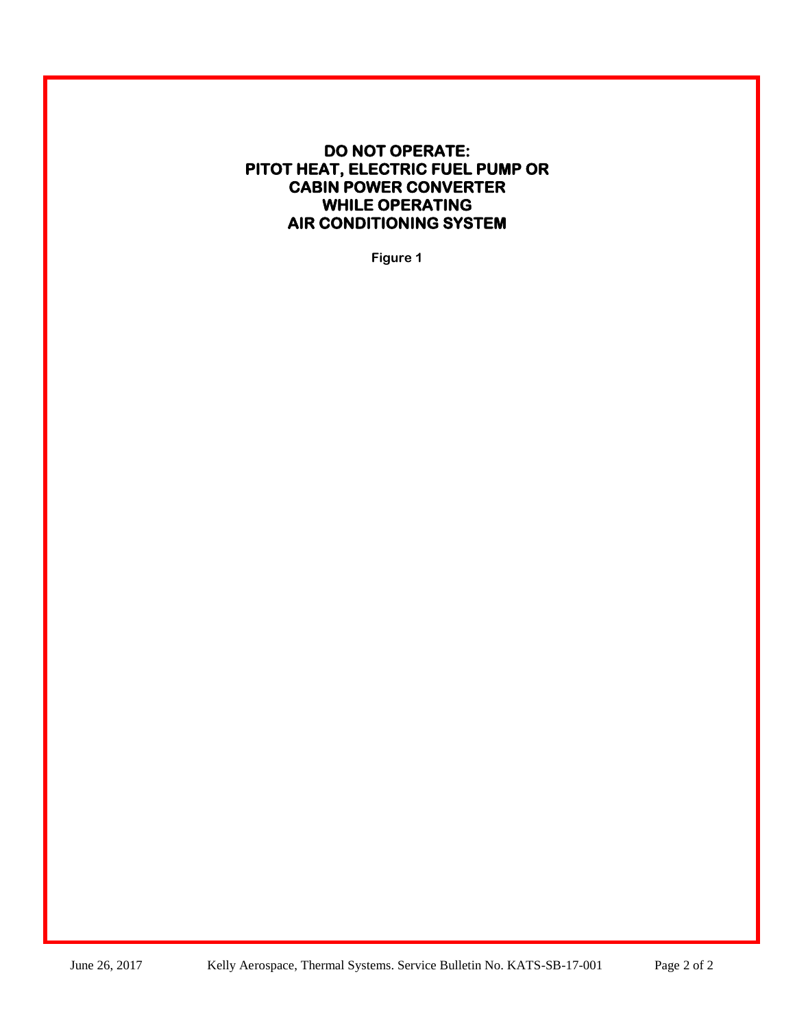**DO NOT OPERATE:**
**PITOT HEAT, ELECTRIC FUEL PUMP OR**
**CABIN POWER CONVERTER**
**WHILE OPERATING**
**AIR CONDITIONING SYSTEM**

**Figure 1**